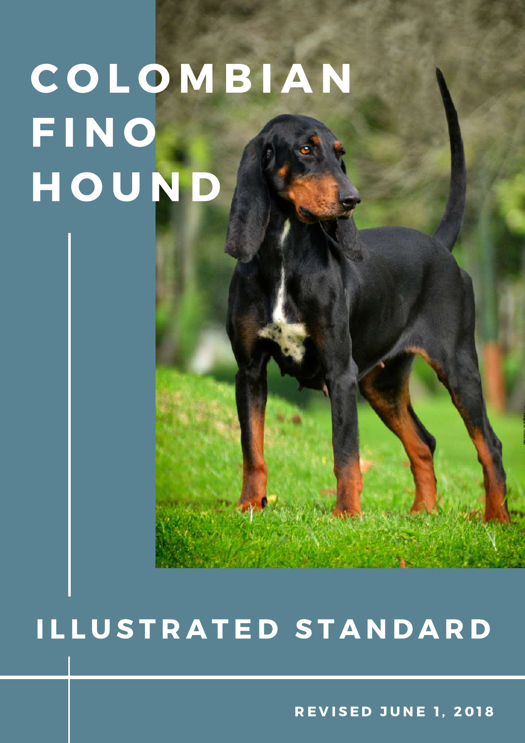# COLOMBIAN FINO HOUND

## ILLUSTRATED STANDARD

**REVISED JUNE 1, 2018**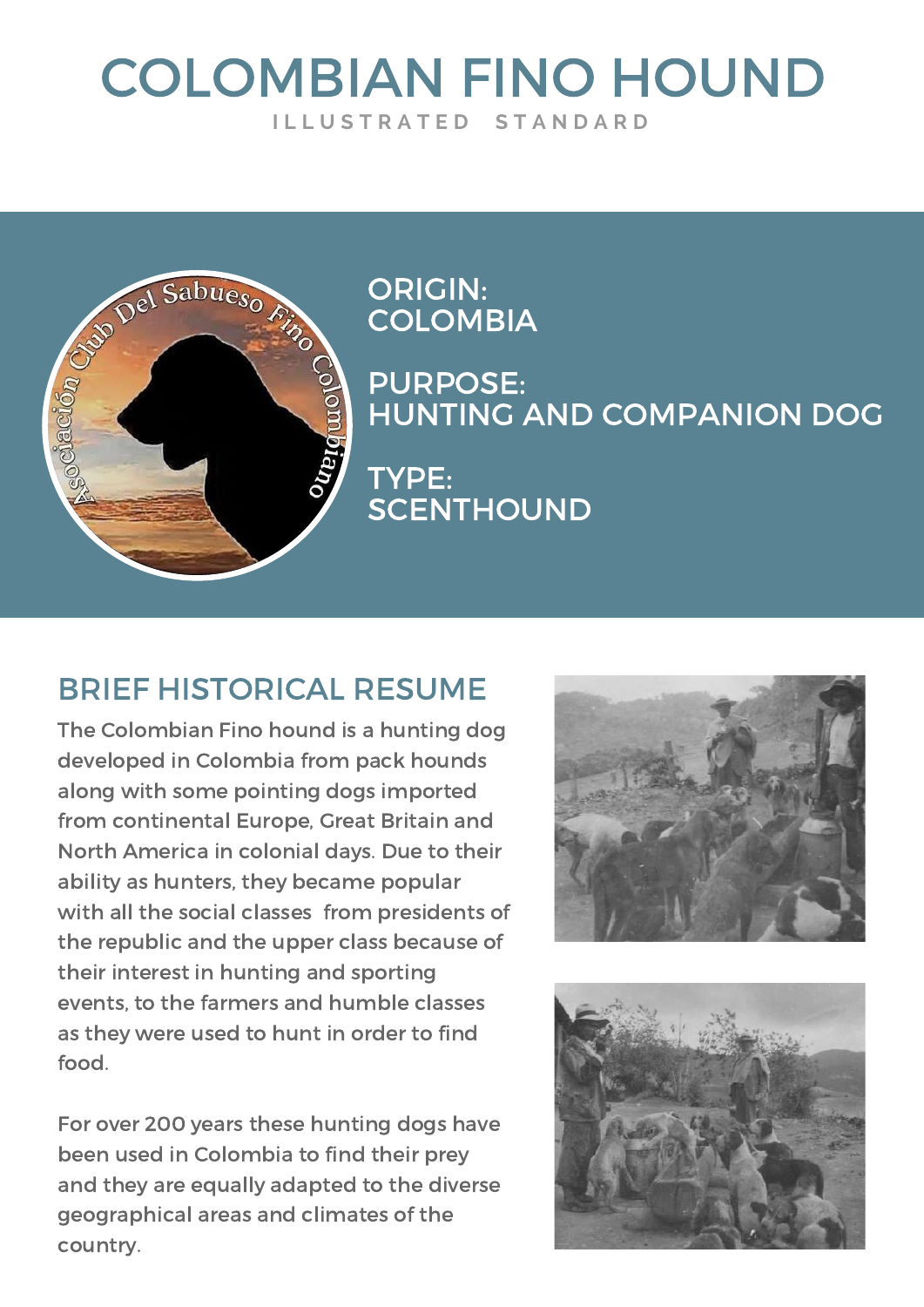# COLOMBIAN FINO HOUND

ILLUSTRATED STANDARD

ORIGIN:
COLOMBIA

PURPOSE:
HUNTING AND COMPANION DOG

TYPE:
SCENTHOUND

## BRIEF HISTORICAL RESUME

The Colombian Fino hound is a hunting dog developed in Colombia from pack hounds along with some pointing dogs imported from continental Europe, Great Britain and North America in colonial days. Due to their ability as hunters, they became popular with all the social classes from presidents of the republic and the upper class because of their interest in hunting and sporting events, to the farmers and humble classes as they were used to hunt in order to find food.

For over 200 years these hunting dogs have been used in Colombia to find their prey and they are equally adapted to the diverse geographical areas and climates of the country.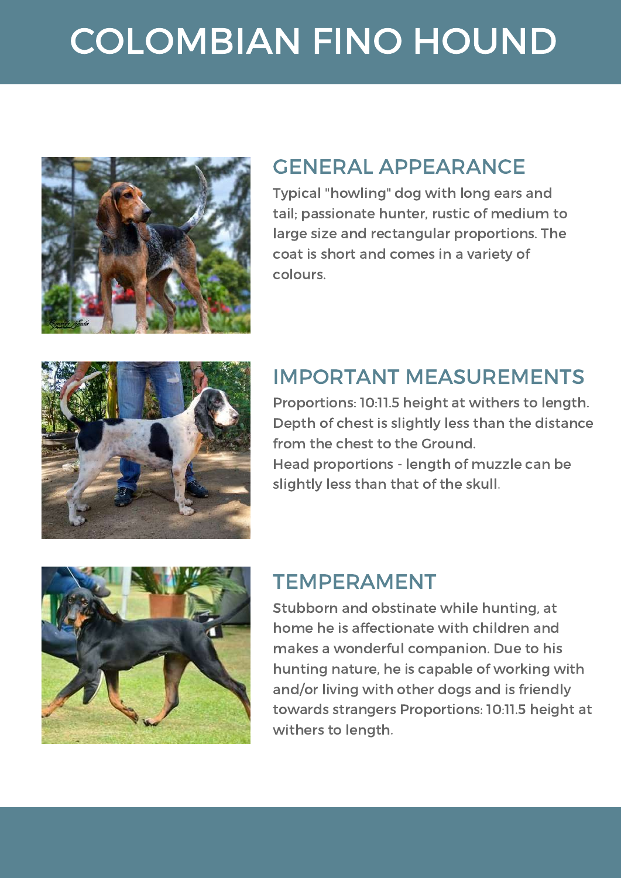# COLOMBIAN FINO HOUND

## GENERAL APPEARANCE

Typical "howling" dog with long ears and tail; passionate hunter, rustic of medium to large size and rectangular proportions. The coat is short and comes in a variety of colours.

## IMPORTANT MEASUREMENTS

Proportions: 10:11.5 height at withers to length. Depth of chest is slightly less than the distance from the chest to the Ground.
Head proportions - length of muzzle can be slightly less than that of the skull.

## TEMPERAMENT

Stubborn and obstinate while hunting, at home he is affectionate with children and makes a wonderful companion. Due to his hunting nature, he is capable of working with and/or living with other dogs and is friendly towards strangers Proportions: 10:11.5 height at withers to length.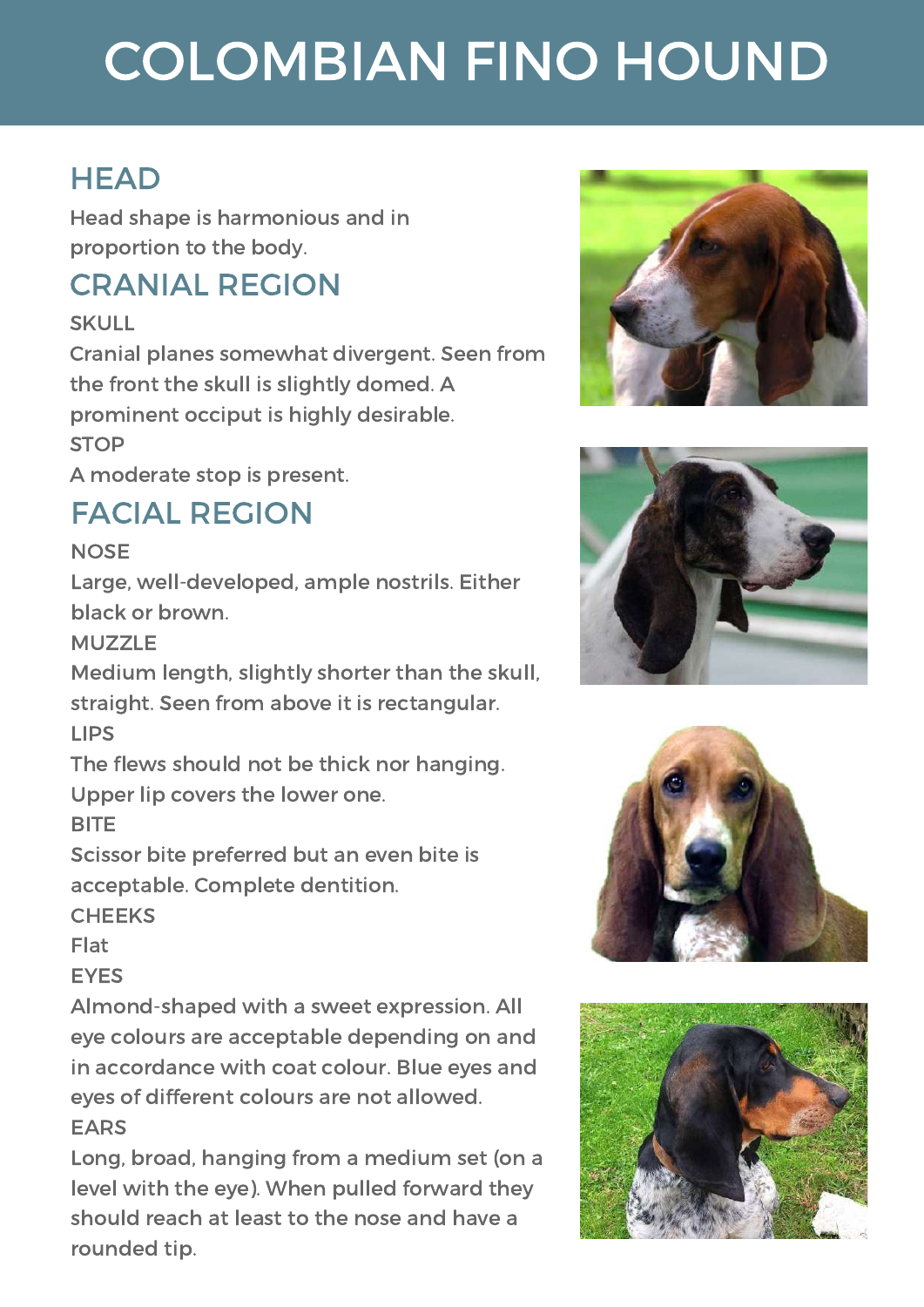# COLOMBIAN FINO HOUND

## HEAD

Head shape is harmonious and in proportion to the body.

## CRANIAL REGION

### SKULL

Cranial planes somewhat divergent. Seen from the front the skull is slightly domed. A prominent occiput is highly desirable.

### STOP

A moderate stop is present.

## FACIAL REGION

### NOSE

Large, well-developed, ample nostrils. Either black or brown.

### MUZZLE

Medium length, slightly shorter than the skull, straight. Seen from above it is rectangular.

### LIPS

The flews should not be thick nor hanging. Upper lip covers the lower one.

### BITE

Scissor bite preferred but an even bite is acceptable. Complete dentition.

### CHEEKS

Flat

### EYES

Almond-shaped with a sweet expression. All eye colours are acceptable depending on and in accordance with coat colour. Blue eyes and eyes of different colours are not allowed.

### EARS

Long, broad, hanging from a medium set (on a level with the eye). When pulled forward they should reach at least to the nose and have a rounded tip.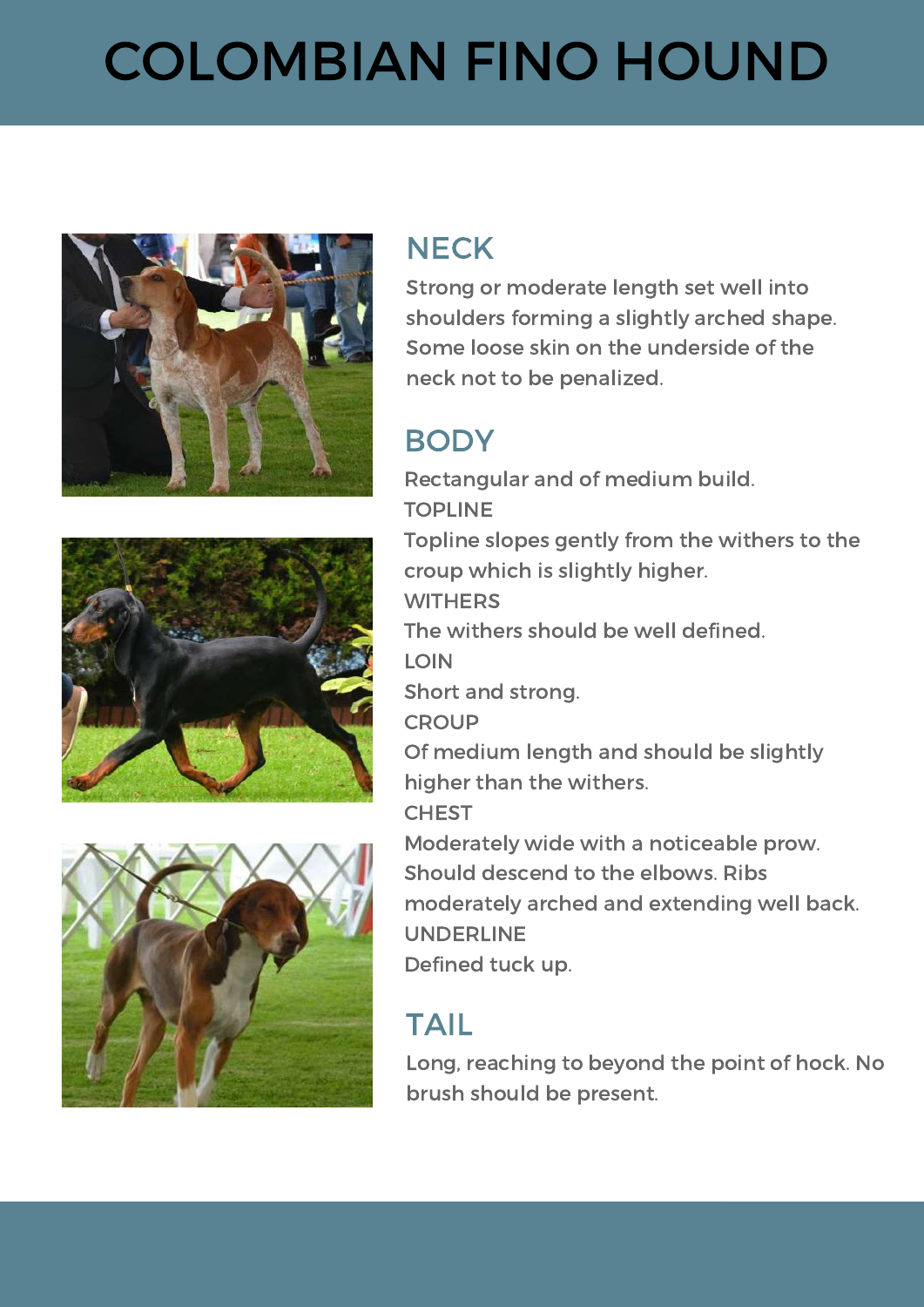# COLOMBIAN FINO HOUND

## NECK

Strong or moderate length set well into shoulders forming a slightly arched shape. Some loose skin on the underside of the neck not to be penalized.

## BODY

Rectangular and of medium build.

TOPLINE

Topline slopes gently from the withers to the croup which is slightly higher.

WITHERS

The withers should be well defined.

LOIN

Short and strong.

CROUP

Of medium length and should be slightly higher than the withers.

CHEST

Moderately wide with a noticeable prow. Should descend to the elbows. Ribs moderately arched and extending well back.

UNDERLINE

Defined tuck up.

## TAIL

Long, reaching to beyond the point of hock. No brush should be present.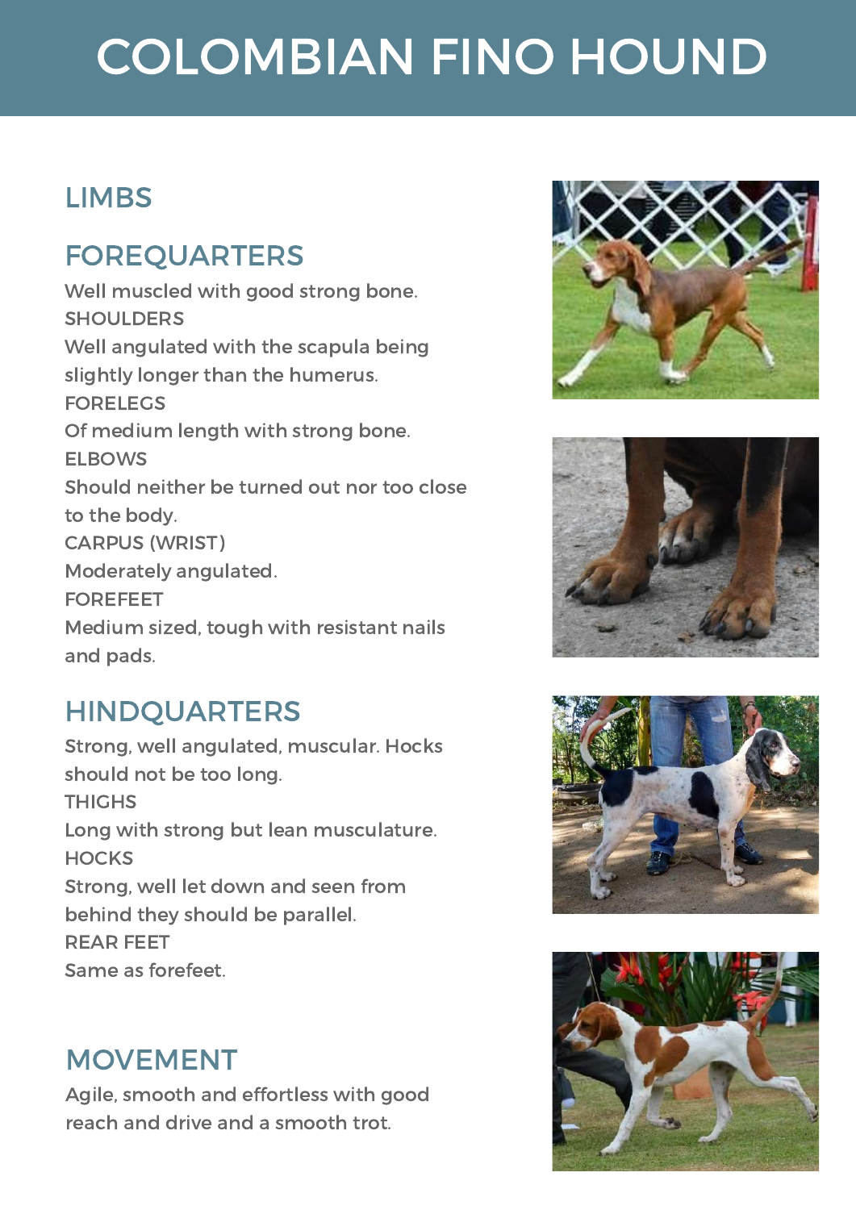# COLOMBIAN FINO HOUND

## LIMBS

## FOREQUARTERS

Well muscled with good strong bone.

SHOULDERS

Well angulated with the scapula being slightly longer than the humerus.

FORELEGS

Of medium length with strong bone.

ELBOWS

Should neither be turned out nor too close to the body.

CARPUS (WRIST)

Moderately angulated.

FOREFEET

Medium sized, tough with resistant nails and pads.

## HINDQUARTERS

Strong, well angulated, muscular. Hocks should not be too long.

THIGHS

Long with strong but lean musculature.

HOCKS

Strong, well let down and seen from behind they should be parallel.

REAR FEET

Same as forefeet.

## MOVEMENT

Agile, smooth and effortless with good reach and drive and a smooth trot.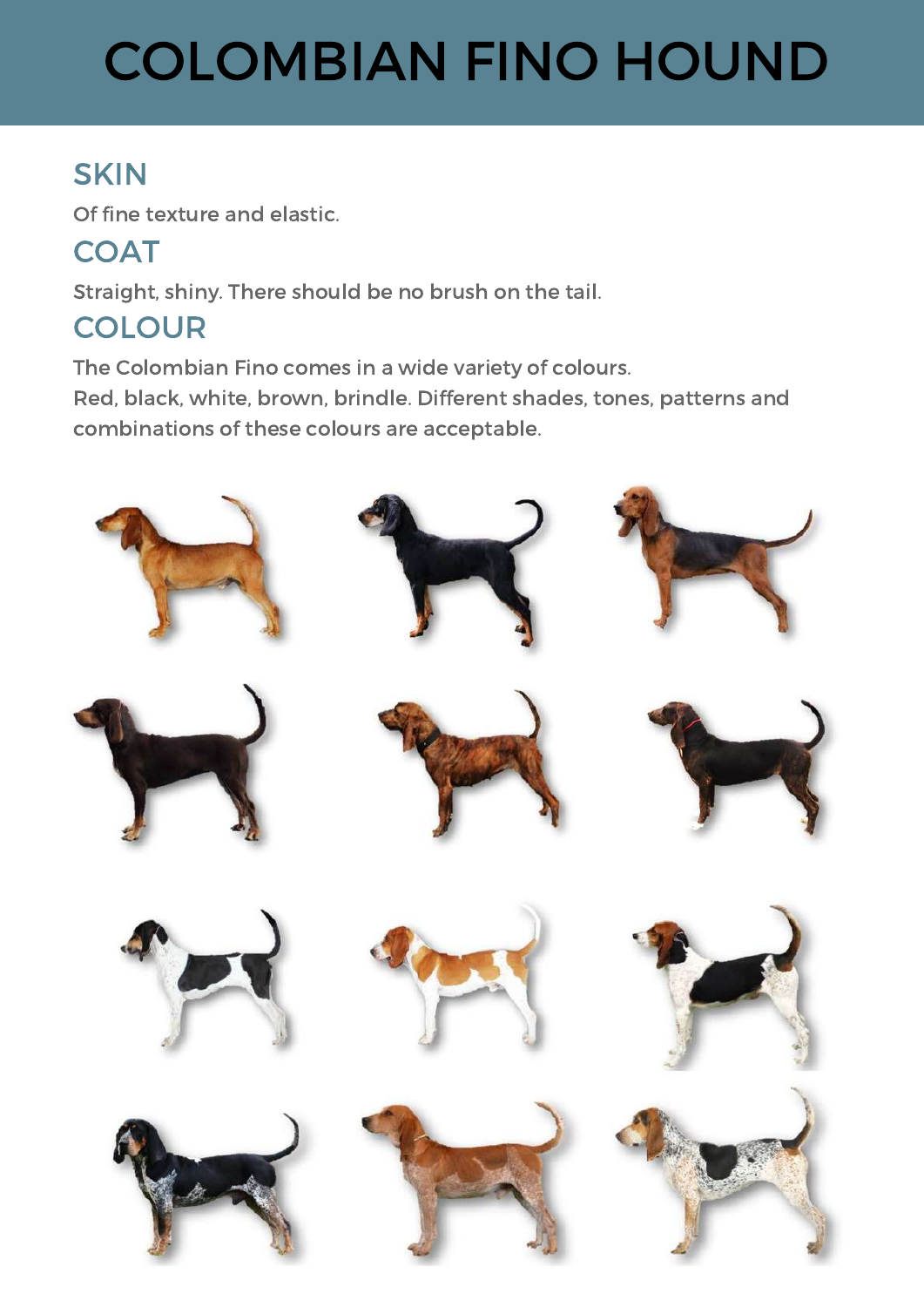# COLOMBIAN FINO HOUND

## SKIN

Of fine texture and elastic.

## COAT

Straight, shiny. There should be no brush on the tail.

## COLOUR

The Colombian Fino comes in a wide variety of colours.
Red, black, white, brown, brindle. Different shades, tones, patterns and combinations of these colours are acceptable.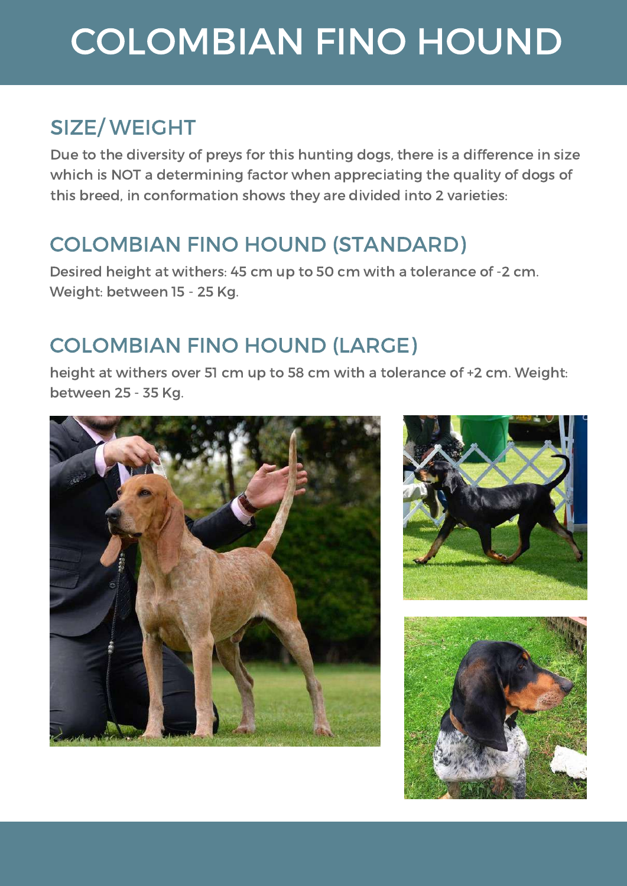# COLOMBIAN FINO HOUND

## SIZE/ WEIGHT

Due to the diversity of preys for this hunting dogs, there is a difference in size which is NOT a determining factor when appreciating the quality of dogs of this breed, in conformation shows they are divided into 2 varieties:

## COLOMBIAN FINO HOUND (STANDARD)

Desired height at withers: 45 cm up to 50 cm with a tolerance of -2 cm. Weight: between 15 - 25 Kg.

## COLOMBIAN FINO HOUND (LARGE)

height at withers over 51 cm up to 58 cm with a tolerance of +2 cm. Weight: between 25 - 35 Kg.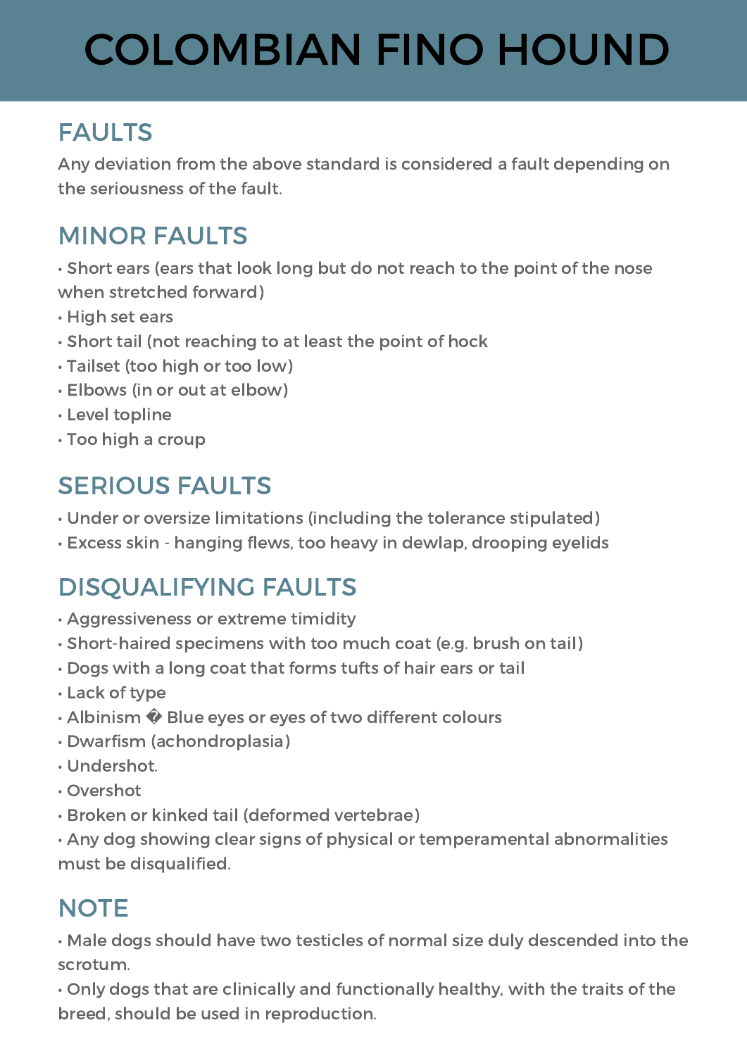# COLOMBIAN FINO HOUND

## FAULTS

Any deviation from the above standard is considered a fault depending on the seriousness of the fault.

## MINOR FAULTS

- Short ears (ears that look long but do not reach to the point of the nose when stretched forward)
- High set ears
- Short tail (not reaching to at least the point of hock
- Tailset (too high or too low)
- Elbows (in or out at elbow)
- Level topline
- Too high a croup

## SERIOUS FAULTS

- Under or oversize limitations (including the tolerance stipulated)
- Excess skin - hanging flews, too heavy in dewlap, drooping eyelids

## DISQUALIFYING FAULTS

- Aggressiveness or extreme timidity
- Short-haired specimens with too much coat (e.g. brush on tail)
- Dogs with a long coat that forms tufts of hair ears or tail
- Lack of type
- Albinism � Blue eyes or eyes of two different colours
- Dwarfism (achondroplasia)
- Undershot.
- Overshot
- Broken or kinked tail (deformed vertebrae)
- Any dog showing clear signs of physical or temperamental abnormalities must be disqualified.

## NOTE

- Male dogs should have two testicles of normal size duly descended into the scrotum.
- Only dogs that are clinically and functionally healthy, with the traits of the breed, should be used in reproduction.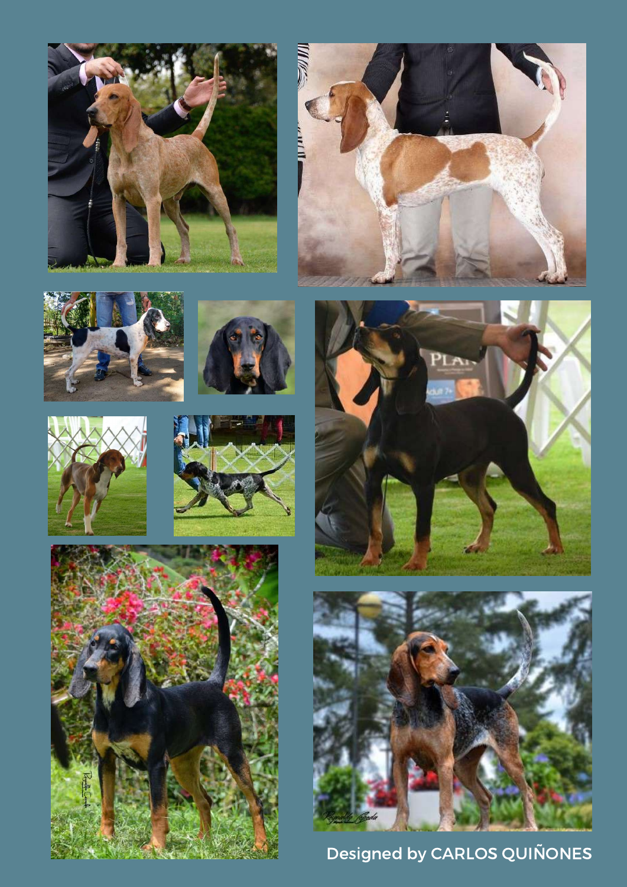Designed by CARLOS QUIÑONES